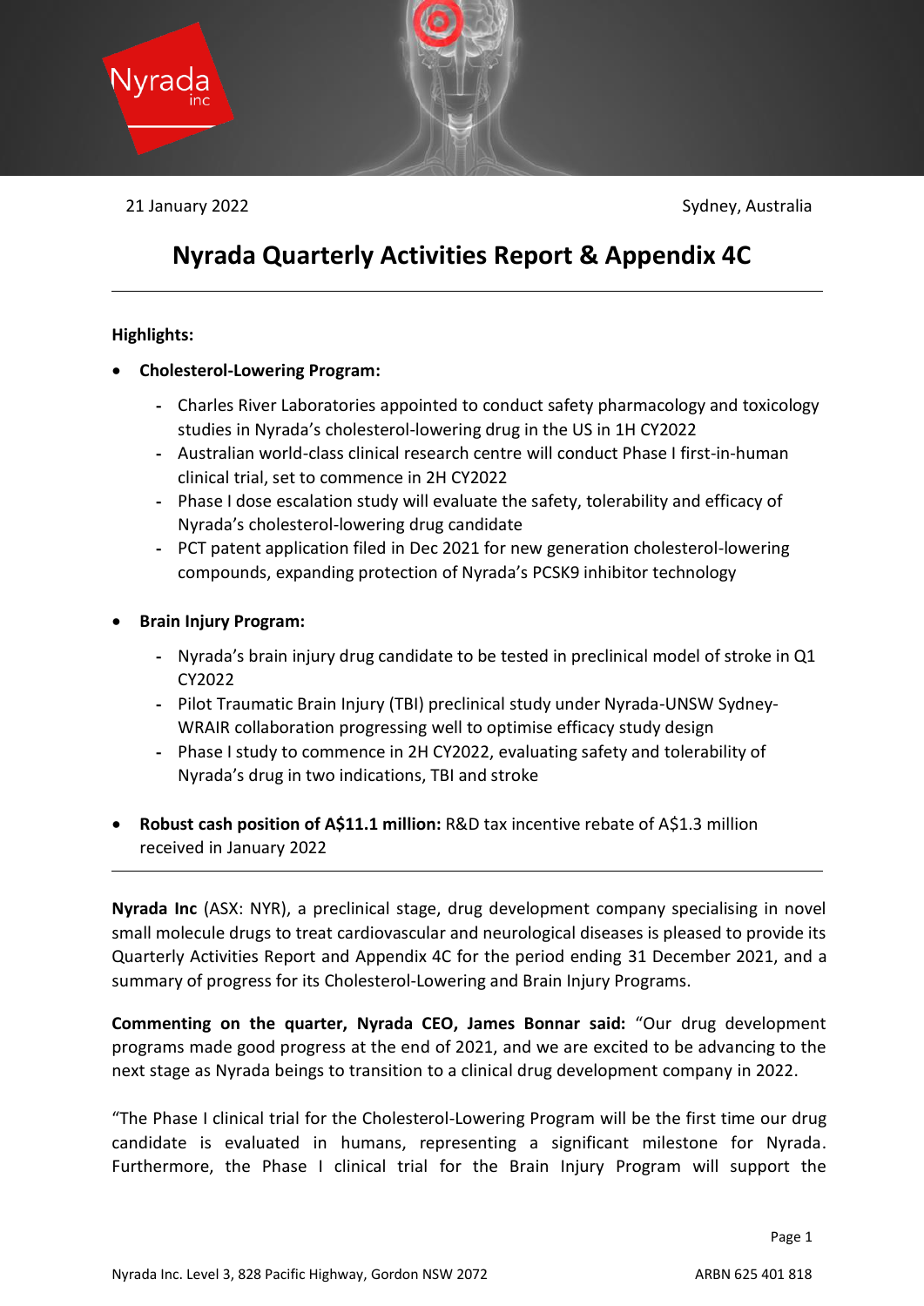21 January 2022 Sydney, Australia

# Nyrada Quarterly Activities Report & Appendix 4C

**Highlights:**

- **Cholesterol-Lowering Program:**
  - Charles River Laboratories appointed to conduct safety pharmacology and toxicology studies in Nyrada's cholesterol-lowering drug in the US in 1H CY2022
  - Australian world-class clinical research centre will conduct Phase I first-in-human clinical trial, set to commence in 2H CY2022
  - Phase I dose escalation study will evaluate the safety, tolerability and efficacy of Nyrada's cholesterol-lowering drug candidate
  - PCT patent application filed in Dec 2021 for new generation cholesterol-lowering compounds, expanding protection of Nyrada's PCSK9 inhibitor technology

- **Brain Injury Program:**
  - Nyrada's brain injury drug candidate to be tested in preclinical model of stroke in Q1 CY2022
  - Pilot Traumatic Brain Injury (TBI) preclinical study under Nyrada-UNSW Sydney-WRAIR collaboration progressing well to optimise efficacy study design
  - Phase I study to commence in 2H CY2022, evaluating safety and tolerability of Nyrada's drug in two indications, TBI and stroke

- **Robust cash position of A$11.1 million:** R&D tax incentive rebate of A$1.3 million received in January 2022

---

**Nyrada Inc** (ASX: NYR), a preclinical stage, drug development company specialising in novel small molecule drugs to treat cardiovascular and neurological diseases is pleased to provide its Quarterly Activities Report and Appendix 4C for the period ending 31 December 2021, and a summary of progress for its Cholesterol-Lowering and Brain Injury Programs.

**Commenting on the quarter, Nyrada CEO, James Bonnar said:** "Our drug development programs made good progress at the end of 2021, and we are excited to be advancing to the next stage as Nyrada beings to transition to a clinical drug development company in 2022.

"The Phase I clinical trial for the Cholesterol-Lowering Program will be the first time our drug candidate is evaluated in humans, representing a significant milestone for Nyrada. Furthermore, the Phase I clinical trial for the Brain Injury Program will support the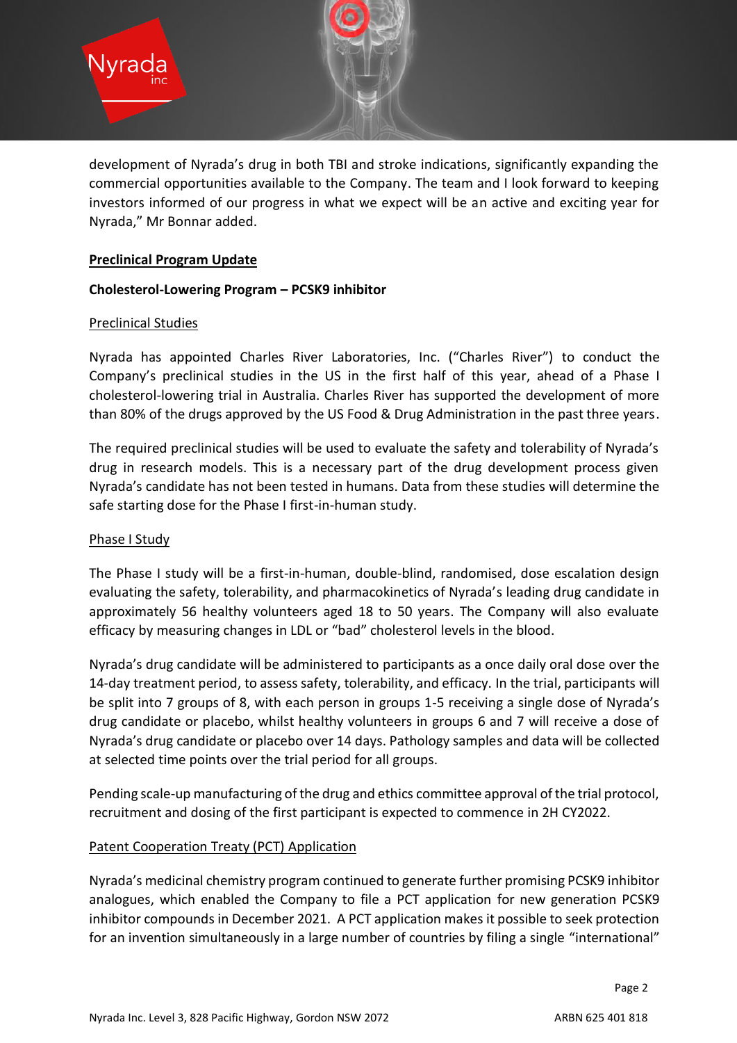development of Nyrada's drug in both TBI and stroke indications, significantly expanding the commercial opportunities available to the Company. The team and I look forward to keeping investors informed of our progress in what we expect will be an active and exciting year for Nyrada," Mr Bonnar added.

## Preclinical Program Update

### Cholesterol-Lowering Program – PCSK9 inhibitor

#### Preclinical Studies

Nyrada has appointed Charles River Laboratories, Inc. ("Charles River") to conduct the Company's preclinical studies in the US in the first half of this year, ahead of a Phase I cholesterol-lowering trial in Australia. Charles River has supported the development of more than 80% of the drugs approved by the US Food & Drug Administration in the past three years.

The required preclinical studies will be used to evaluate the safety and tolerability of Nyrada's drug in research models. This is a necessary part of the drug development process given Nyrada's candidate has not been tested in humans. Data from these studies will determine the safe starting dose for the Phase I first-in-human study.

#### Phase I Study

The Phase I study will be a first-in-human, double-blind, randomised, dose escalation design evaluating the safety, tolerability, and pharmacokinetics of Nyrada's leading drug candidate in approximately 56 healthy volunteers aged 18 to 50 years. The Company will also evaluate efficacy by measuring changes in LDL or "bad" cholesterol levels in the blood.

Nyrada's drug candidate will be administered to participants as a once daily oral dose over the 14-day treatment period, to assess safety, tolerability, and efficacy. In the trial, participants will be split into 7 groups of 8, with each person in groups 1-5 receiving a single dose of Nyrada's drug candidate or placebo, whilst healthy volunteers in groups 6 and 7 will receive a dose of Nyrada's drug candidate or placebo over 14 days. Pathology samples and data will be collected at selected time points over the trial period for all groups.

Pending scale-up manufacturing of the drug and ethics committee approval of the trial protocol, recruitment and dosing of the first participant is expected to commence in 2H CY2022.

#### Patent Cooperation Treaty (PCT) Application

Nyrada's medicinal chemistry program continued to generate further promising PCSK9 inhibitor analogues, which enabled the Company to file a PCT application for new generation PCSK9 inhibitor compounds in December 2021. A PCT application makes it possible to seek protection for an invention simultaneously in a large number of countries by filing a single "international"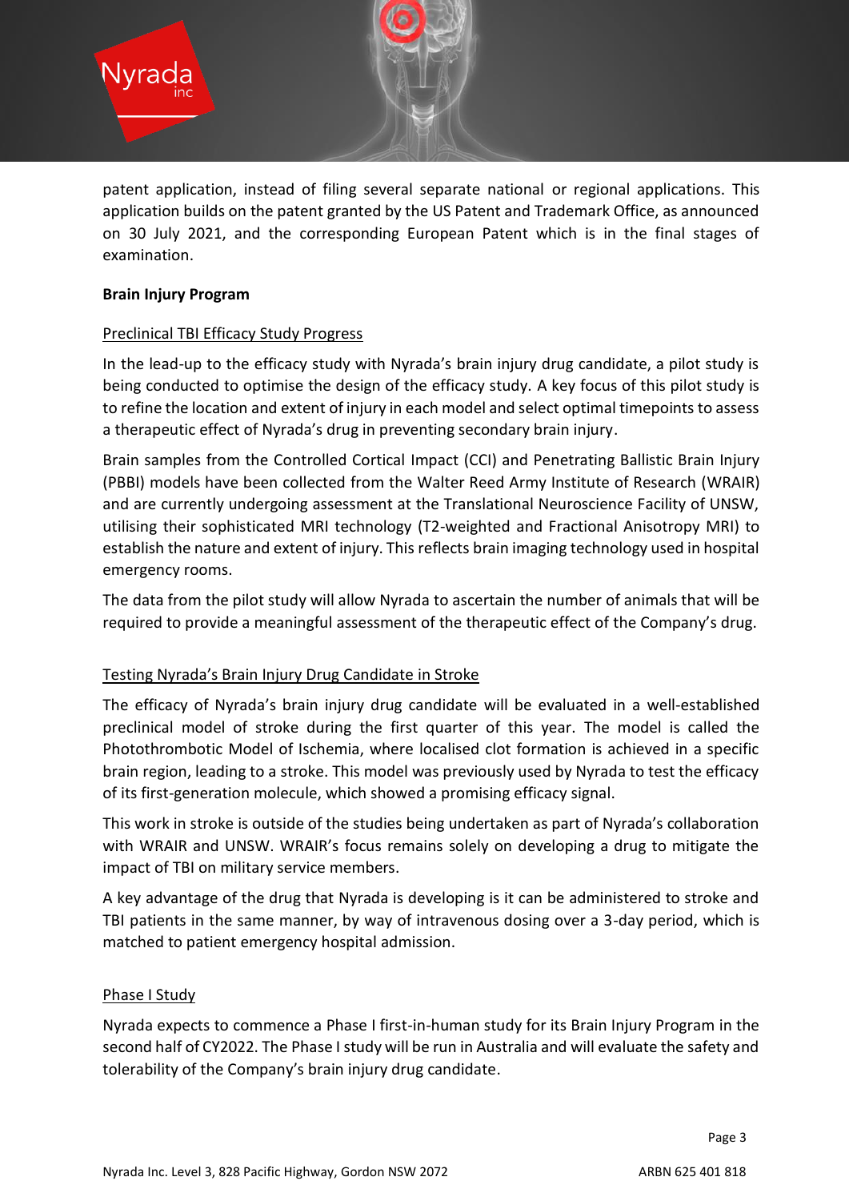patent application, instead of filing several separate national or regional applications. This application builds on the patent granted by the US Patent and Trademark Office, as announced on 30 July 2021, and the corresponding European Patent which is in the final stages of examination.

**Brain Injury Program**

Preclinical TBI Efficacy Study Progress

In the lead-up to the efficacy study with Nyrada's brain injury drug candidate, a pilot study is being conducted to optimise the design of the efficacy study. A key focus of this pilot study is to refine the location and extent of injury in each model and select optimal timepoints to assess a therapeutic effect of Nyrada's drug in preventing secondary brain injury.

Brain samples from the Controlled Cortical Impact (CCI) and Penetrating Ballistic Brain Injury (PBBI) models have been collected from the Walter Reed Army Institute of Research (WRAIR) and are currently undergoing assessment at the Translational Neuroscience Facility of UNSW, utilising their sophisticated MRI technology (T2-weighted and Fractional Anisotropy MRI) to establish the nature and extent of injury. This reflects brain imaging technology used in hospital emergency rooms.

The data from the pilot study will allow Nyrada to ascertain the number of animals that will be required to provide a meaningful assessment of the therapeutic effect of the Company's drug.

Testing Nyrada's Brain Injury Drug Candidate in Stroke

The efficacy of Nyrada's brain injury drug candidate will be evaluated in a well-established preclinical model of stroke during the first quarter of this year. The model is called the Photothrombotic Model of Ischemia, where localised clot formation is achieved in a specific brain region, leading to a stroke. This model was previously used by Nyrada to test the efficacy of its first-generation molecule, which showed a promising efficacy signal.

This work in stroke is outside of the studies being undertaken as part of Nyrada's collaboration with WRAIR and UNSW. WRAIR's focus remains solely on developing a drug to mitigate the impact of TBI on military service members.

A key advantage of the drug that Nyrada is developing is it can be administered to stroke and TBI patients in the same manner, by way of intravenous dosing over a 3-day period, which is matched to patient emergency hospital admission.

Phase I Study

Nyrada expects to commence a Phase I first-in-human study for its Brain Injury Program in the second half of CY2022. The Phase I study will be run in Australia and will evaluate the safety and tolerability of the Company's brain injury drug candidate.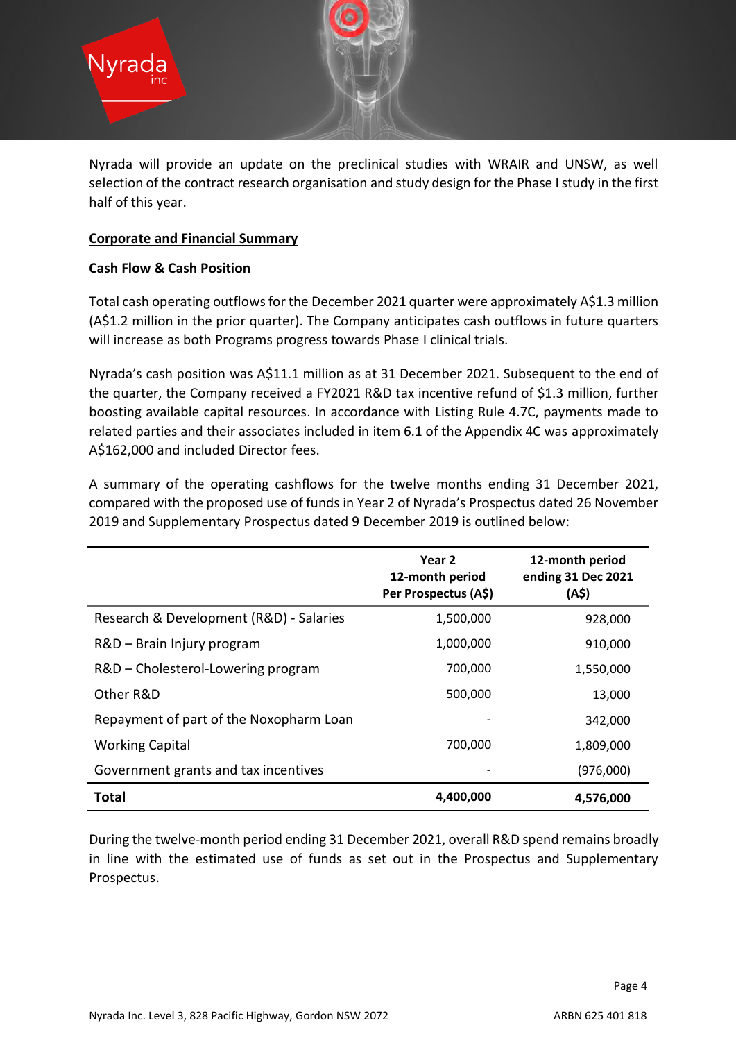Nyrada will provide an update on the preclinical studies with WRAIR and UNSW, as well selection of the contract research organisation and study design for the Phase I study in the first half of this year.

## Corporate and Financial Summary

### Cash Flow & Cash Position

Total cash operating outflows for the December 2021 quarter were approximately A$1.3 million (A$1.2 million in the prior quarter). The Company anticipates cash outflows in future quarters will increase as both Programs progress towards Phase I clinical trials.

Nyrada's cash position was A$11.1 million as at 31 December 2021. Subsequent to the end of the quarter, the Company received a FY2021 R&D tax incentive refund of $1.3 million, further boosting available capital resources. In accordance with Listing Rule 4.7C, payments made to related parties and their associates included in item 6.1 of the Appendix 4C was approximately A$162,000 and included Director fees.

A summary of the operating cashflows for the twelve months ending 31 December 2021, compared with the proposed use of funds in Year 2 of Nyrada's Prospectus dated 26 November 2019 and Supplementary Prospectus dated 9 December 2019 is outlined below:

| | Year 2 12-month period Per Prospectus (A$) | 12-month period ending 31 Dec 2021 (A$) |
|---|---|---|
| Research & Development (R&D) - Salaries | 1,500,000 | 928,000 |
| R&D – Brain Injury program | 1,000,000 | 910,000 |
| R&D – Cholesterol-Lowering program | 700,000 | 1,550,000 |
| Other R&D | 500,000 | 13,000 |
| Repayment of part of the Noxopharm Loan | - | 342,000 |
| Working Capital | 700,000 | 1,809,000 |
| Government grants and tax incentives | - | (976,000) |
| **Total** | **4,400,000** | **4,576,000** |

During the twelve-month period ending 31 December 2021, overall R&D spend remains broadly in line with the estimated use of funds as set out in the Prospectus and Supplementary Prospectus.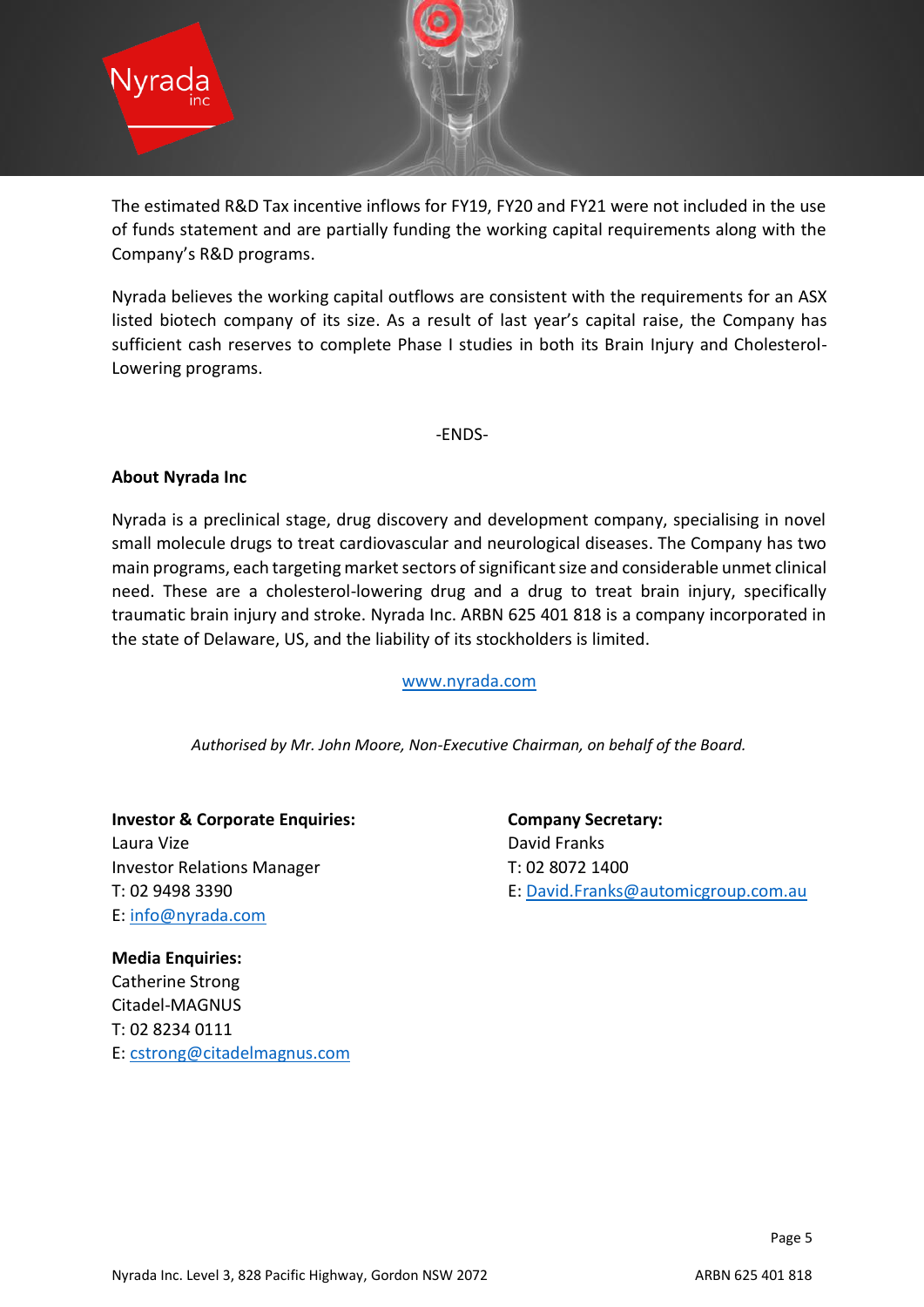The estimated R&D Tax incentive inflows for FY19, FY20 and FY21 were not included in the use of funds statement and are partially funding the working capital requirements along with the Company's R&D programs.

Nyrada believes the working capital outflows are consistent with the requirements for an ASX listed biotech company of its size. As a result of last year's capital raise, the Company has sufficient cash reserves to complete Phase I studies in both its Brain Injury and Cholesterol-Lowering programs.

-ENDS-

**About Nyrada Inc**

Nyrada is a preclinical stage, drug discovery and development company, specialising in novel small molecule drugs to treat cardiovascular and neurological diseases. The Company has two main programs, each targeting market sectors of significant size and considerable unmet clinical need. These are a cholesterol-lowering drug and a drug to treat brain injury, specifically traumatic brain injury and stroke. Nyrada Inc. ARBN 625 401 818 is a company incorporated in the state of Delaware, US, and the liability of its stockholders is limited.

[www.nyrada.com](http://www.nyrada.com)

*Authorised by Mr. John Moore, Non-Executive Chairman, on behalf of the Board.*

**Investor & Corporate Enquiries:**
Laura Vize
Investor Relations Manager
T: 02 9498 3390
E: info@nyrada.com

**Company Secretary:**
David Franks
T: 02 8072 1400
E: David.Franks@automicgroup.com.au

**Media Enquiries:**
Catherine Strong
Citadel-MAGNUS
T: 02 8234 0111
E: cstrong@citadelmagnus.com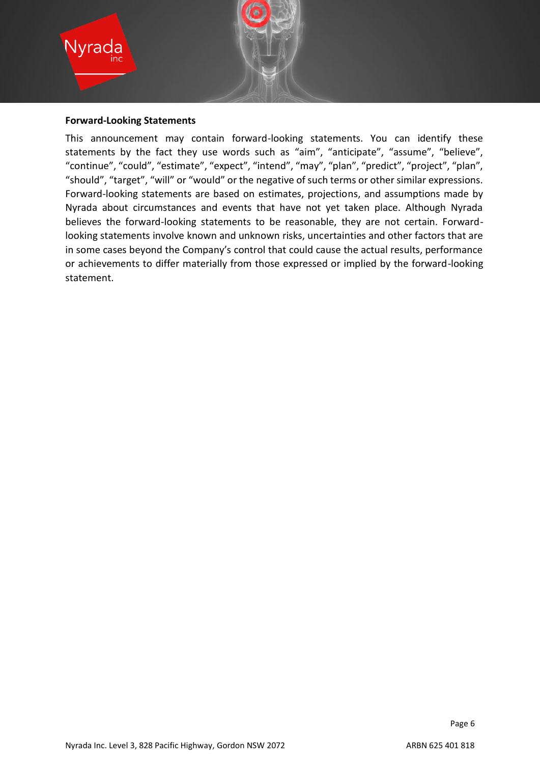**Forward-Looking Statements**

This announcement may contain forward-looking statements. You can identify these statements by the fact they use words such as "aim", "anticipate", "assume", "believe", "continue", "could", "estimate", "expect", "intend", "may", "plan", "predict", "project", "plan", "should", "target", "will" or "would" or the negative of such terms or other similar expressions. Forward-looking statements are based on estimates, projections, and assumptions made by Nyrada about circumstances and events that have not yet taken place. Although Nyrada believes the forward-looking statements to be reasonable, they are not certain. Forward-looking statements involve known and unknown risks, uncertainties and other factors that are in some cases beyond the Company's control that could cause the actual results, performance or achievements to differ materially from those expressed or implied by the forward-looking statement.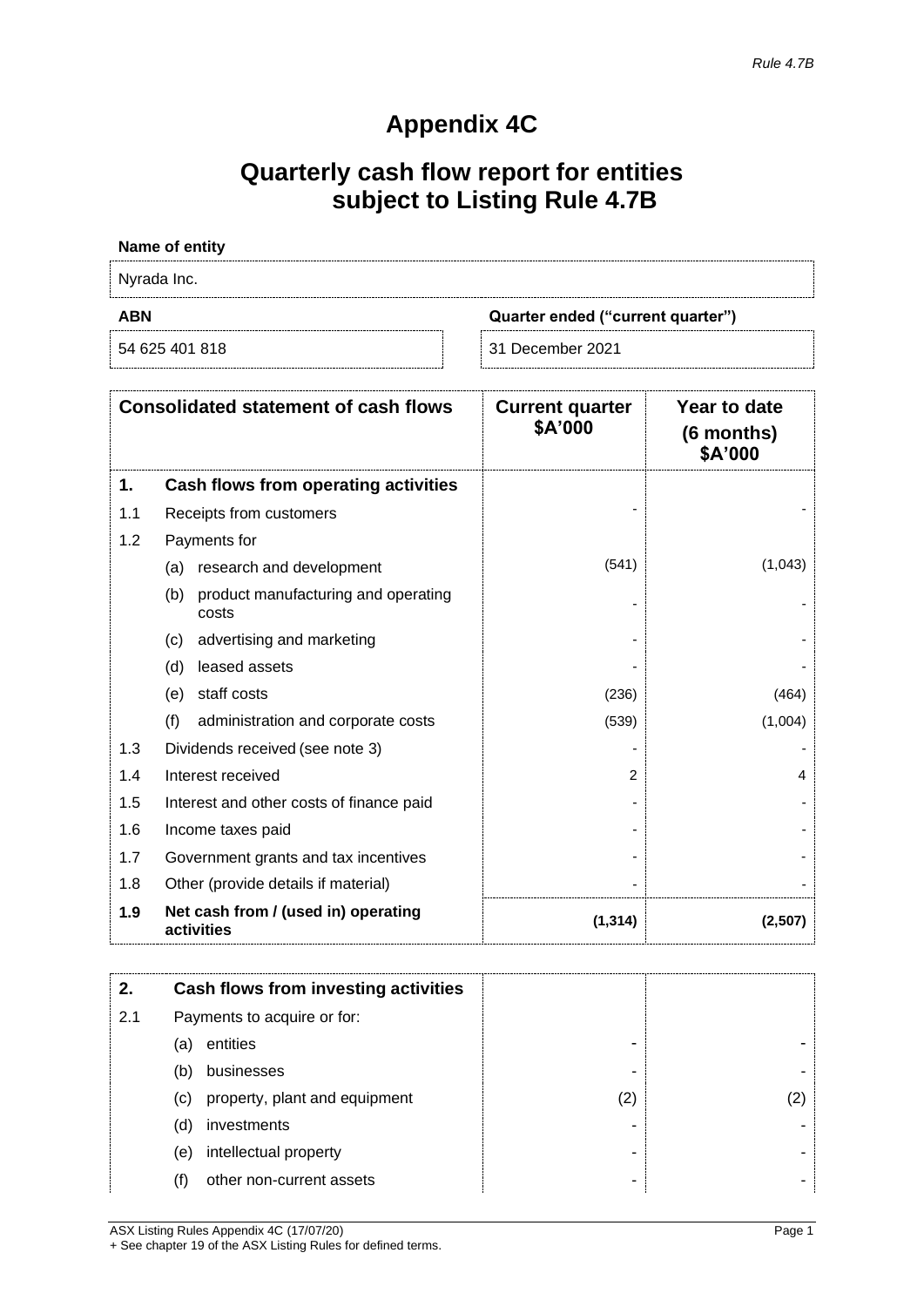*Rule 4.7B*

# Appendix 4C

# Quarterly cash flow report for entities subject to Listing Rule 4.7B

**Name of entity**

Nyrada Inc.

| ABN | Quarter ended ("current quarter") |
|---|---|
| 54 625 401 818 | 31 December 2021 |

| | Consolidated statement of cash flows | | Current quarter $A'000 | Year to date (6 months) $A'000 |
|---|---|---|---|---|
| **1.** | **Cash flows from operating activities** | | | |
| 1.1 | Receipts from customers | | - | - |
| 1.2 | Payments for | | | |
| | (a) | research and development | (541) | (1,043) |
| | (b) | product manufacturing and operating costs | - | - |
| | (c) | advertising and marketing | - | - |
| | (d) | leased assets | - | - |
| | (e) | staff costs | (236) | (464) |
| | (f) | administration and corporate costs | (539) | (1,004) |
| 1.3 | Dividends received (see note 3) | | - | - |
| 1.4 | Interest received | | 2 | 4 |
| 1.5 | Interest and other costs of finance paid | | - | - |
| 1.6 | Income taxes paid | | - | - |
| 1.7 | Government grants and tax incentives | | - | - |
| 1.8 | Other (provide details if material) | | - | - |
| **1.9** | **Net cash from / (used in) operating activities** | | **(1,314)** | **(2,507)** |

| | | | | |
|---|---|---|---|---|
| **2.** | **Cash flows from investing activities** | | | |
| 2.1 | Payments to acquire or for: | | | |
| | (a) | entities | - | - |
| | (b) | businesses | - | - |
| | (c) | property, plant and equipment | (2) | (2) |
| | (d) | investments | - | - |
| | (e) | intellectual property | - | - |
| | (f) | other non-current assets | - | - |

ASX Listing Rules Appendix 4C (17/07/20)
+ See chapter 19 of the ASX Listing Rules for defined terms.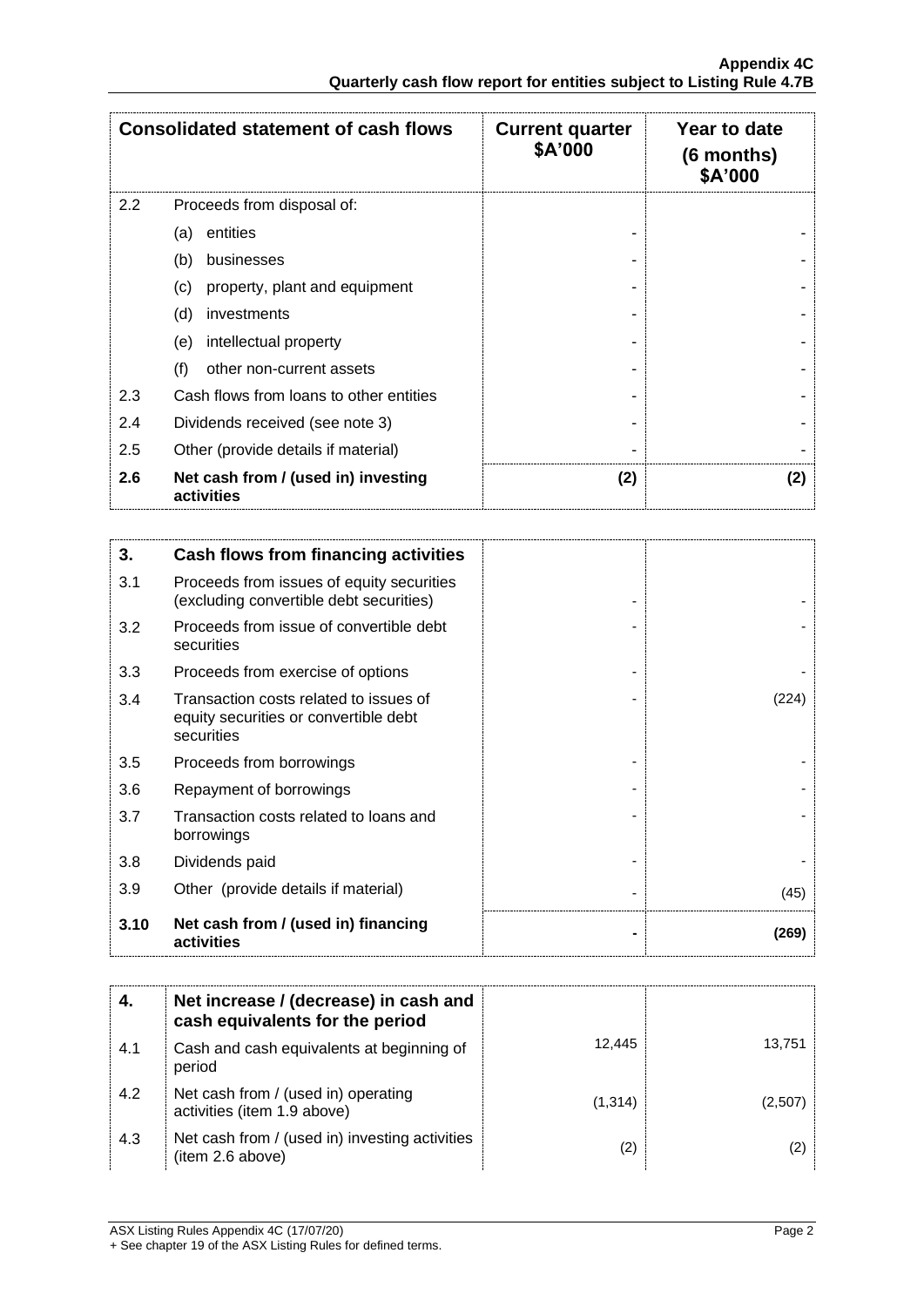| Consolidated statement of cash flows | | Current quarter $A'000 | Year to date (6 months) $A'000 |
|---|---|---|---|
| 2.2 | Proceeds from disposal of: | | |
| | (a) entities | - | - |
| | (b) businesses | - | - |
| | (c) property, plant and equipment | - | - |
| | (d) investments | - | - |
| | (e) intellectual property | - | - |
| | (f) other non-current assets | - | - |
| 2.3 | Cash flows from loans to other entities | - | - |
| 2.4 | Dividends received (see note 3) | - | - |
| 2.5 | Other (provide details if material) | - | - |
| **2.6** | **Net cash from / (used in) investing activities** | **(2)** | **(2)** |

| 3. | Cash flows from financing activities | | |
|---|---|---|---|
| 3.1 | Proceeds from issues of equity securities (excluding convertible debt securities) | - | - |
| 3.2 | Proceeds from issue of convertible debt securities | - | - |
| 3.3 | Proceeds from exercise of options | - | - |
| 3.4 | Transaction costs related to issues of equity securities or convertible debt securities | - | (224) |
| 3.5 | Proceeds from borrowings | - | - |
| 3.6 | Repayment of borrowings | - | - |
| 3.7 | Transaction costs related to loans and borrowings | - | - |
| 3.8 | Dividends paid | - | - |
| 3.9 | Other (provide details if material) | - | (45) |
| **3.10** | **Net cash from / (used in) financing activities** | **-** | **(269)** |

| 4. | Net increase / (decrease) in cash and cash equivalents for the period | | |
|---|---|---|---|
| 4.1 | Cash and cash equivalents at beginning of period | 12,445 | 13,751 |
| 4.2 | Net cash from / (used in) operating activities (item 1.9 above) | (1,314) | (2,507) |
| 4.3 | Net cash from / (used in) investing activities (item 2.6 above) | (2) | (2) |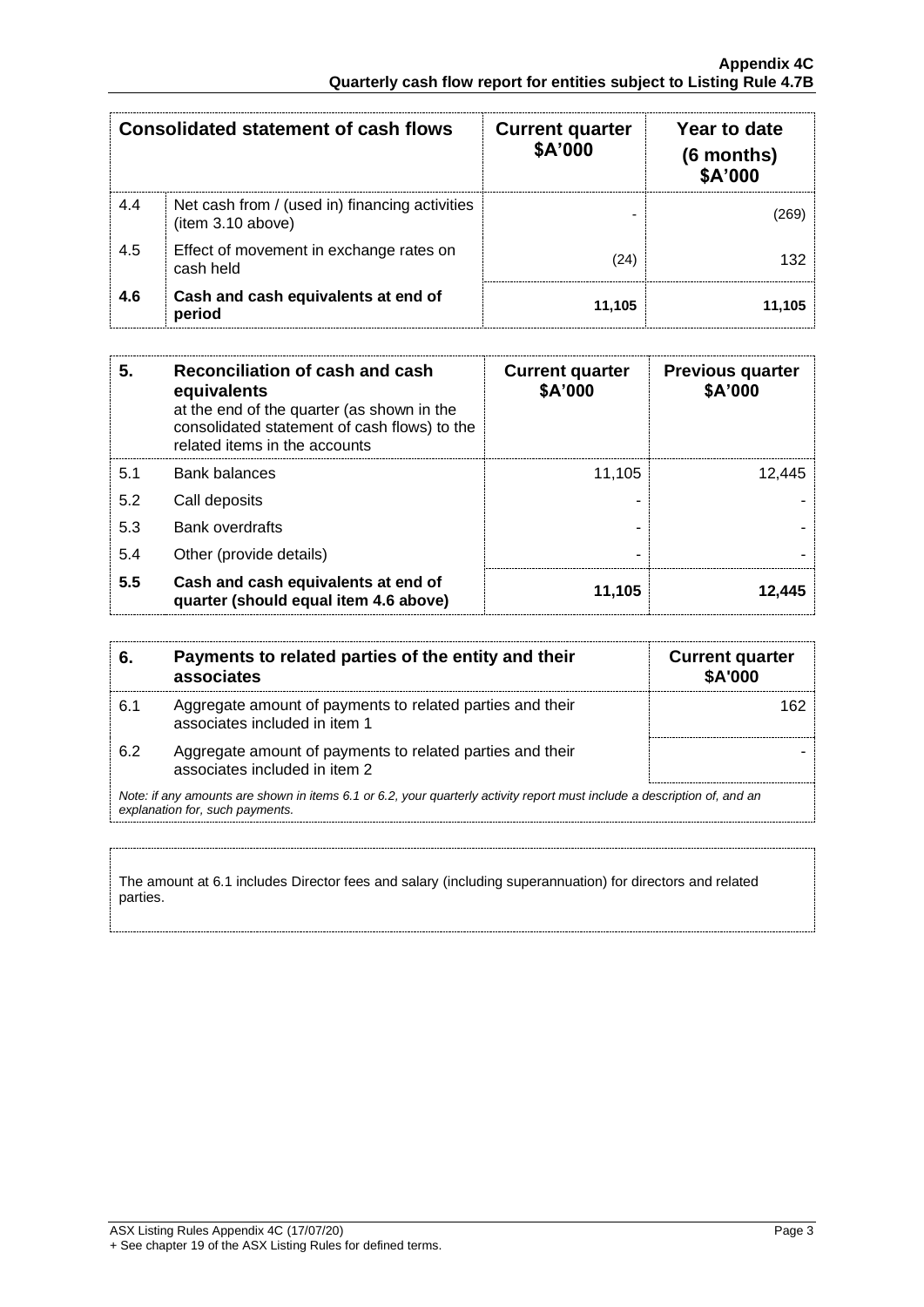| | Consolidated statement of cash flows | Current quarter $A'000 | Year to date (6 months) $A'000 |
|---|---|---|---|
| 4.4 | Net cash from / (used in) financing activities (item 3.10 above) | - | (269) |
| 4.5 | Effect of movement in exchange rates on cash held | (24) | 132 |
| **4.6** | **Cash and cash equivalents at end of period** | **11,105** | **11,105** |

| 5. | Reconciliation of cash and cash equivalents at the end of the quarter (as shown in the consolidated statement of cash flows) to the related items in the accounts | Current quarter $A'000 | Previous quarter $A'000 |
|---|---|---|---|
| 5.1 | Bank balances | 11,105 | 12,445 |
| 5.2 | Call deposits | - | - |
| 5.3 | Bank overdrafts | - | - |
| 5.4 | Other (provide details) | - | - |
| **5.5** | **Cash and cash equivalents at end of quarter (should equal item 4.6 above)** | **11,105** | **12,445** |

| 6. | Payments to related parties of the entity and their associates | Current quarter $A'000 |
|---|---|---|
| 6.1 | Aggregate amount of payments to related parties and their associates included in item 1 | 162 |
| 6.2 | Aggregate amount of payments to related parties and their associates included in item 2 | - |

*Note: if any amounts are shown in items 6.1 or 6.2, your quarterly activity report must include a description of, and an explanation for, such payments.*

The amount at 6.1 includes Director fees and salary (including superannuation) for directors and related parties.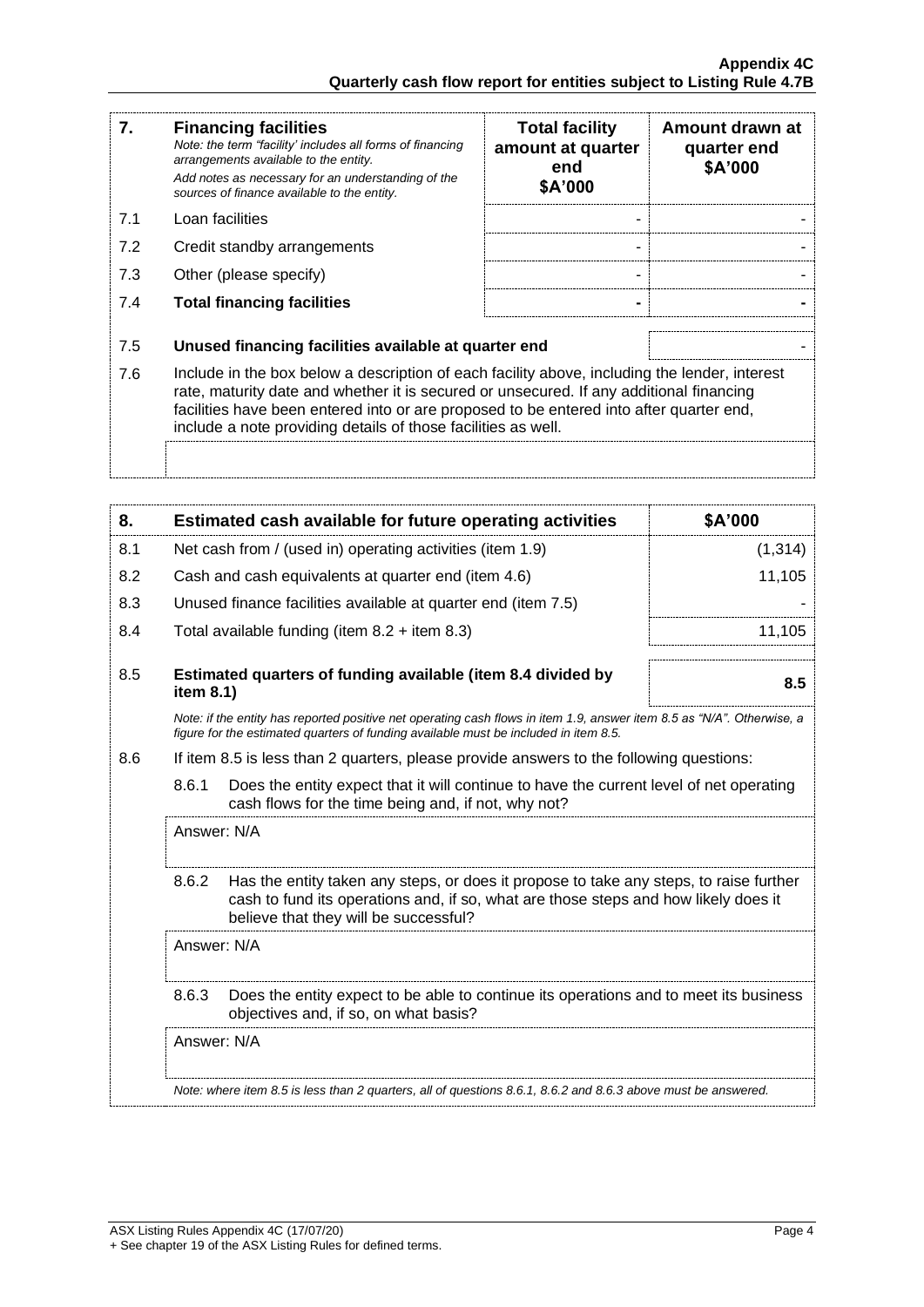| 7. | **Financing facilities**<br>*Note: the term "facility' includes all forms of financing arrangements available to the entity.*<br>*Add notes as necessary for an understanding of the sources of finance available to the entity.* | **Total facility amount at quarter end**<br>**$A'000** | **Amount drawn at quarter end**<br>**$A'000** |
|---|---|---|---|
| 7.1 | Loan facilities | - | - |
| 7.2 | Credit standby arrangements | - | - |
| 7.3 | Other (please specify) | - | - |
| 7.4 | **Total financing facilities** | **-** | **-** |

| | | |
|---|---|---|
| 7.5 | **Unused financing facilities available at quarter end** | - |
| 7.6 | Include in the box below a description of each facility above, including the lender, interest rate, maturity date and whether it is secured or unsecured. If any additional financing facilities have been entered into or are proposed to be entered into after quarter end, include a note providing details of those facilities as well. | |
| | | |

| 8. | **Estimated cash available for future operating activities** | **$A'000** |
|---|---|---|
| 8.1 | Net cash from / (used in) operating activities (item 1.9) | (1,314) |
| 8.2 | Cash and cash equivalents at quarter end (item 4.6) | 11,105 |
| 8.3 | Unused finance facilities available at quarter end (item 7.5) | - |
| 8.4 | Total available funding (item 8.2 + item 8.3) | 11,105 |
| 8.5 | **Estimated quarters of funding available (item 8.4 divided by item 8.1)** | **8.5** |

*Note: if the entity has reported positive net operating cash flows in item 1.9, answer item 8.5 as "N/A". Otherwise, a figure for the estimated quarters of funding available must be included in item 8.5.*

8.6 If item 8.5 is less than 2 quarters, please provide answers to the following questions:

8.6.1 Does the entity expect that it will continue to have the current level of net operating cash flows for the time being and, if not, why not?

Answer: N/A

8.6.2 Has the entity taken any steps, or does it propose to take any steps, to raise further cash to fund its operations and, if so, what are those steps and how likely does it believe that they will be successful?

Answer: N/A

8.6.3 Does the entity expect to be able to continue its operations and to meet its business objectives and, if so, on what basis?

Answer: N/A

*Note: where item 8.5 is less than 2 quarters, all of questions 8.6.1, 8.6.2 and 8.6.3 above must be answered.*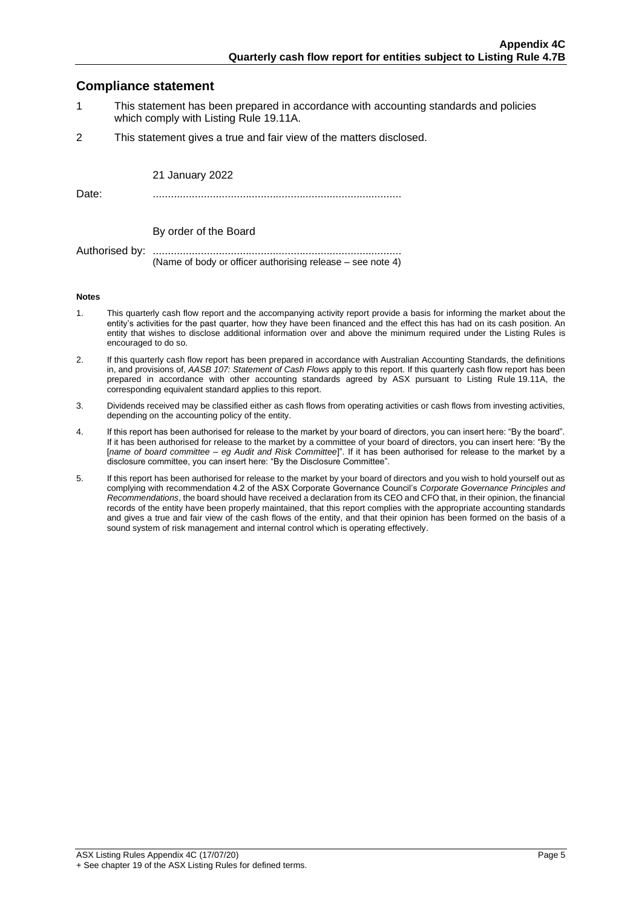## Compliance statement

1. This statement has been prepared in accordance with accounting standards and policies which comply with Listing Rule 19.11A.

2. This statement gives a true and fair view of the matters disclosed.

Date: 21 January 2022

Authorised by: By order of the Board
(Name of body or officer authorising release – see note 4)

**Notes**

1. This quarterly cash flow report and the accompanying activity report provide a basis for informing the market about the entity's activities for the past quarter, how they have been financed and the effect this has had on its cash position. An entity that wishes to disclose additional information over and above the minimum required under the Listing Rules is encouraged to do so.

2. If this quarterly cash flow report has been prepared in accordance with Australian Accounting Standards, the definitions in, and provisions of, *AASB 107: Statement of Cash Flows* apply to this report. If this quarterly cash flow report has been prepared in accordance with other accounting standards agreed by ASX pursuant to Listing Rule 19.11A, the corresponding equivalent standard applies to this report.

3. Dividends received may be classified either as cash flows from operating activities or cash flows from investing activities, depending on the accounting policy of the entity.

4. If this report has been authorised for release to the market by your board of directors, you can insert here: "By the board". If it has been authorised for release to the market by a committee of your board of directors, you can insert here: "By the [*name of board committee – eg Audit and Risk Committee*]". If it has been authorised for release to the market by a disclosure committee, you can insert here: "By the Disclosure Committee".

5. If this report has been authorised for release to the market by your board of directors and you wish to hold yourself out as complying with recommendation 4.2 of the ASX Corporate Governance Council's *Corporate Governance Principles and Recommendations*, the board should have received a declaration from its CEO and CFO that, in their opinion, the financial records of the entity have been properly maintained, that this report complies with the appropriate accounting standards and gives a true and fair view of the cash flows of the entity, and that their opinion has been formed on the basis of a sound system of risk management and internal control which is operating effectively.